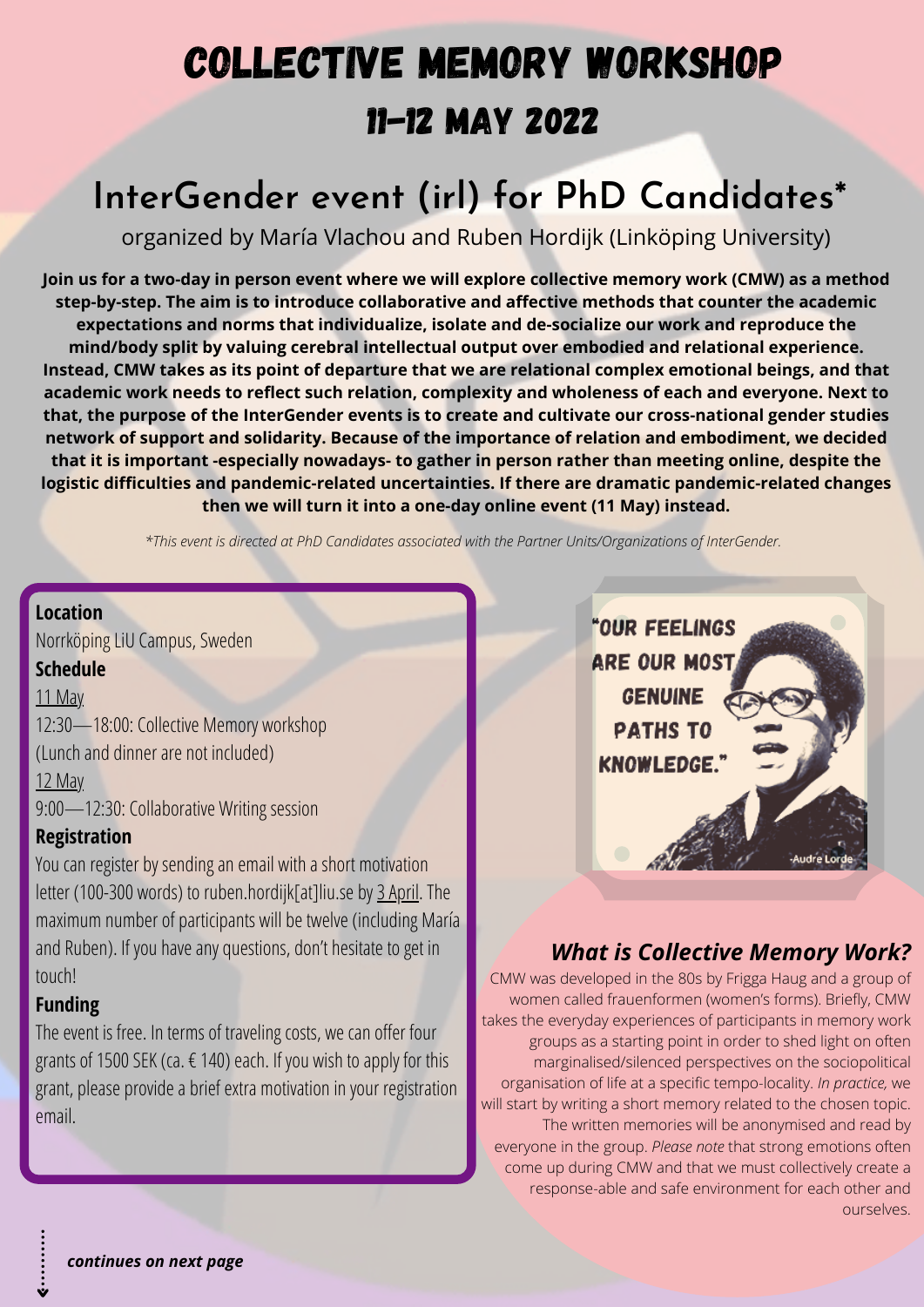# COLLECTIVE MEMORY WORKSHOP

## 11-12 MAY 2022

# InterGender event (irl) for PhD Candidates*

organized by María Vlachou and Ruben Hordijk (Linköping University)

**Join us for a two-day in person event where we will explore collective memory work (CMW) as a method step-by-step. The aim is to introduce collaborative and affective methods that counter the academic expectations and norms that individualize, isolate and de-socialize our work and reproduce the mind/body split by valuing cerebral intellectual output over embodied and relational experience. Instead, CMW takes as its point of departure that we are relational complex emotional beings, and that academic work needs to reflect such relation, complexity and wholeness of each and everyone. Next to that, the purpose of the InterGender events is to create and cultivate our cross-national gender studies network of support and solidarity. Because of the importance of relation and embodiment, we decided that it is important -especially nowadays- to gather in person rather than meeting online, despite the logistic difficulties and pandemic-related uncertainties. If there are dramatic pandemic-related changes then we will turn it into a one-day online event (11 May) instead.**

*\*This event is directed at PhD Candidates associated with the Partner Units/Organizations of InterGender.*

**Location**

Norrköping LiU Campus, Sweden

**Schedule**

11 May

12:30—18:00: Collective Memory workshop

(Lunch and dinner are not included)

12 May

9:00—12:30: Collaborative Writing session

**Registration**

You can register by sending an email with a short motivation letter (100-300 words) to ruben.hordijk[at]liu.se by 3 April. The maximum number of participants will be twelve (including María and Ruben). If you have any questions, don't hesitate to get in touch!

**Funding**

The event is free. In terms of traveling costs, we can offer four grants of 1500 SEK (ca. € 140) each. If you wish to apply for this grant, please provide a brief extra motivation in your registration email.

"OUR FEELINGS ARE OUR MOST GENUINE PATHS TO KNOWLEDGE."

-Audre Lorde

### *What is Collective Memory Work?*

CMW was developed in the 80s by Frigga Haug and a group of women called frauenformen (women's forms). Briefly, CMW takes the everyday experiences of participants in memory work groups as a starting point in order to shed light on often marginalised/silenced perspectives on the sociopolitical organisation of life at a specific tempo-locality. *In practice,* we will start by writing a short memory related to the chosen topic. The written memories will be anonymised and read by everyone in the group. *Please note* that strong emotions often come up during CMW and that we must collectively create a response-able and safe environment for each other and ourselves.

***continues on next page***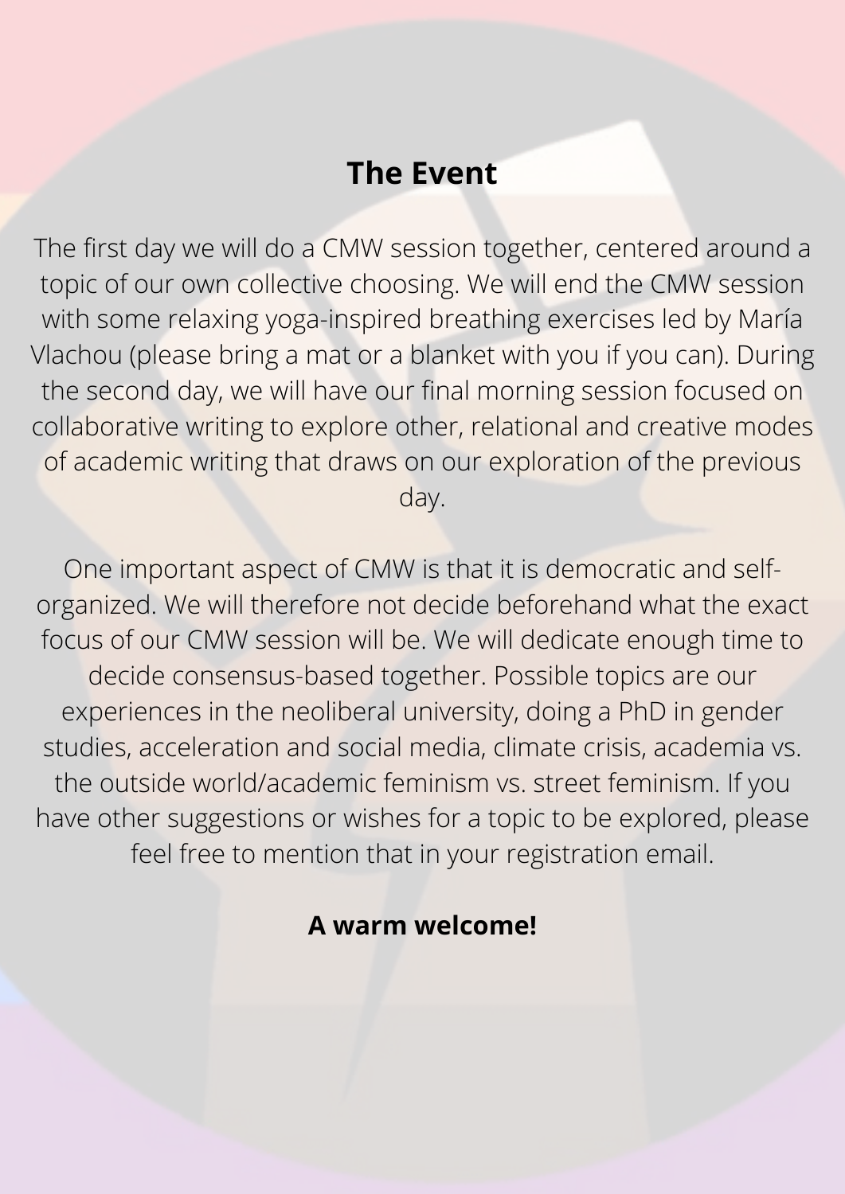## The Event

The first day we will do a CMW session together, centered around a topic of our own collective choosing. We will end the CMW session with some relaxing yoga-inspired breathing exercises led by María Vlachou (please bring a mat or a blanket with you if you can). During the second day, we will have our final morning session focused on collaborative writing to explore other, relational and creative modes of academic writing that draws on our exploration of the previous day.

One important aspect of CMW is that it is democratic and self-organized. We will therefore not decide beforehand what the exact focus of our CMW session will be. We will dedicate enough time to decide consensus-based together. Possible topics are our experiences in the neoliberal university, doing a PhD in gender studies, acceleration and social media, climate crisis, academia vs. the outside world/academic feminism vs. street feminism. If you have other suggestions or wishes for a topic to be explored, please feel free to mention that in your registration email.

**A warm welcome!**